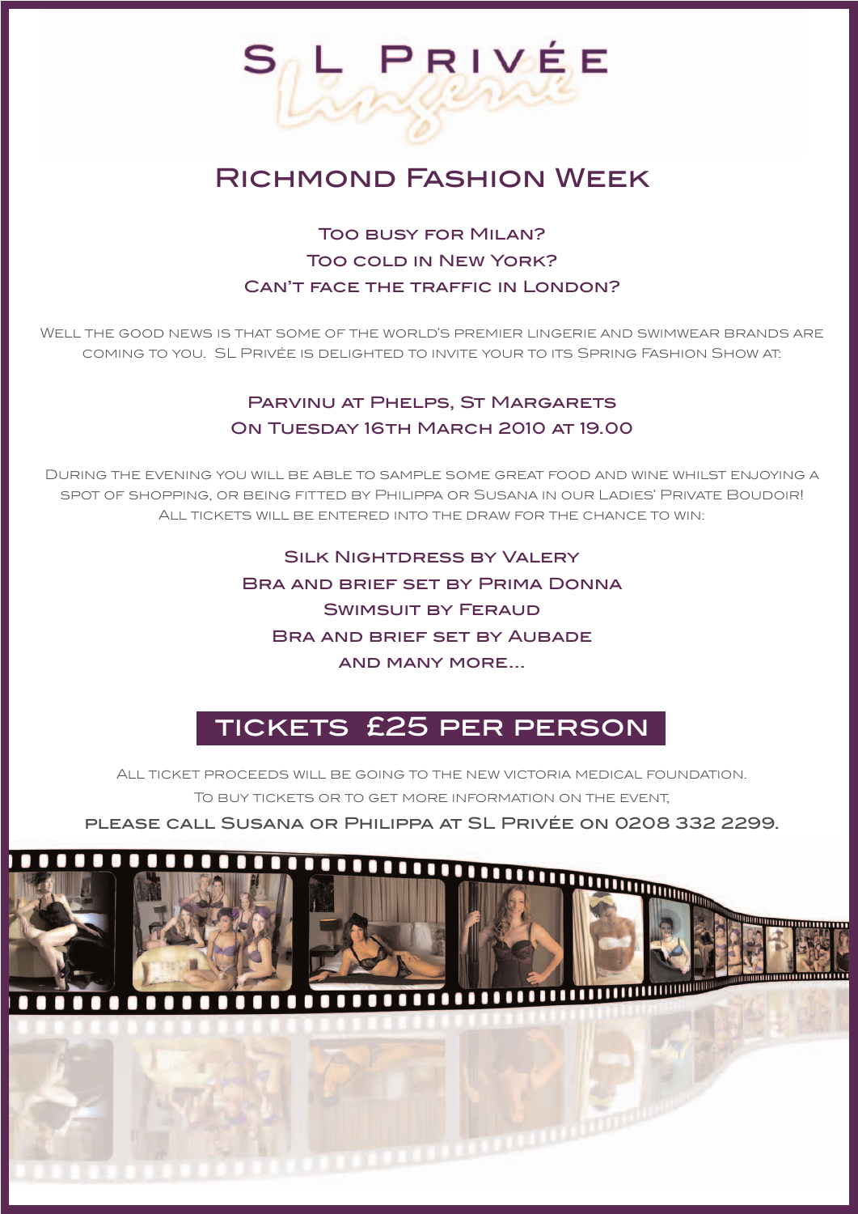# SL Privée Lingerie

## Richmond Fashion Week

Too busy for Milan?
Too cold in New York?
Can't face the traffic in London?

Well the good news is that some of the world's premier lingerie and swimwear brands are coming to you. SL Privée is delighted to invite your to its Spring Fashion Show at:

**Parvinu at Phelps, St Margarets**
**On Tuesday 16th March 2010 at 19.00**

During the evening you will be able to sample some great food and wine whilst enjoying a spot of shopping, or being fitted by Philippa or Susana in our Ladies' Private Boudoir! All tickets will be entered into the draw for the chance to win:

Silk Nightdress by Valery
Bra and brief set by Prima Donna
Swimsuit by Feraud
Bra and brief set by Aubade
And many more...

**TICKETS £25 PER PERSON**

All ticket proceeds will be going to the New Victoria Medical Foundation.
To buy tickets or to get more information on the event,
**please call Susana or Philippa at SL Privée on 0208 332 2299.**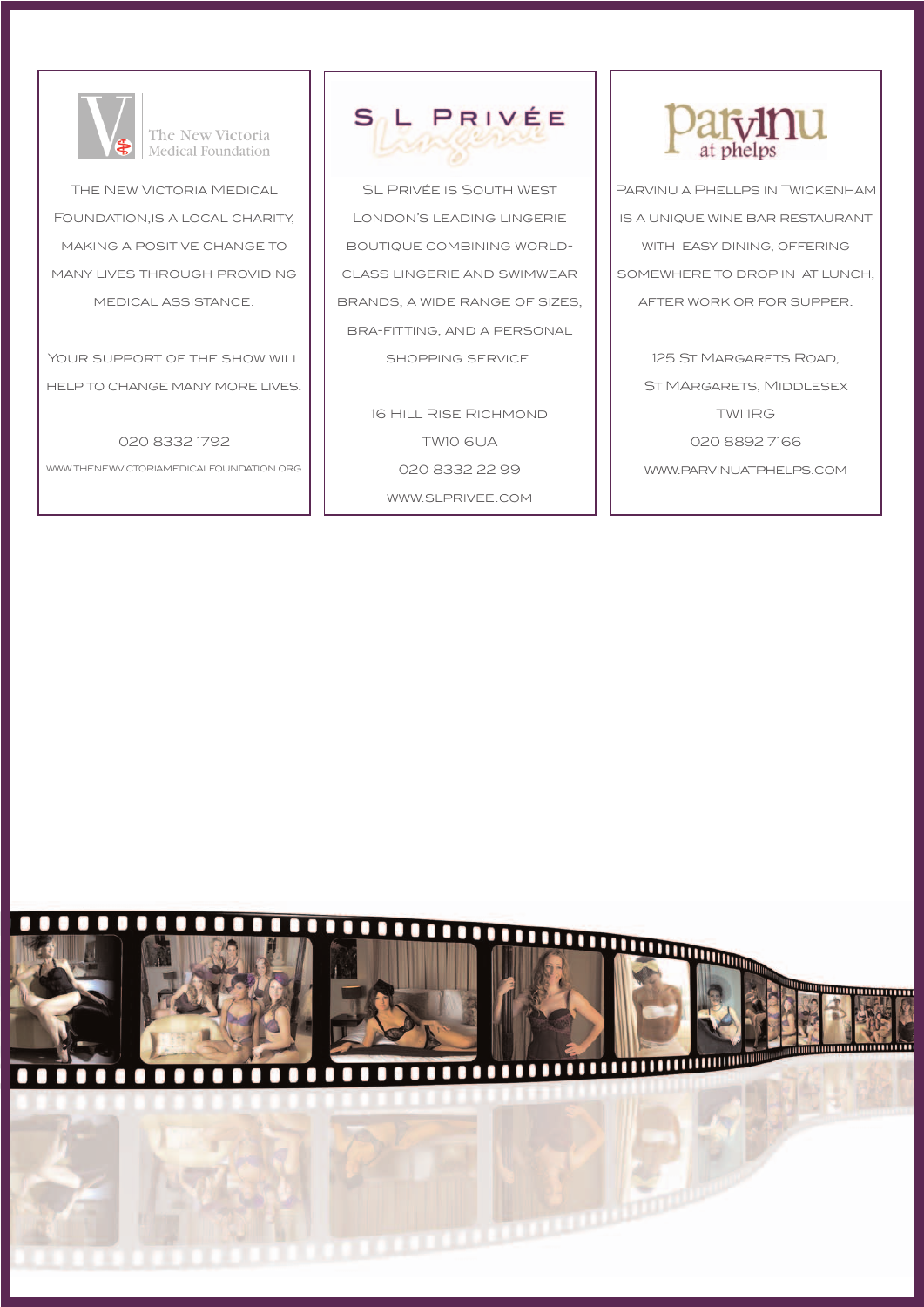The New Victoria Medical Foundation

The New Victoria Medical Foundation,is a local charity, making a positive change to many lives through providing medical assistance.

Your support of the show will help to change many more lives.

020 8332 1792

WWW.THENEWVICTORIAMEDICALFOUNDATION.ORG

S L PRIVÉE Lingerie

SL Privée is South West London's leading lingerie boutique combining world-class lingerie and swimwear brands, a wide range of sizes, bra-fitting, and a personal shopping service.

16 Hill Rise Richmond

TW10 6UA

020 8332 22 99

WWW.SLPRIVEE.COM

Parvinu at phelps

Parvinu a Phellps in Twickenham is a unique wine bar restaurant with easy dining, offering somewhere to drop in at lunch, after work or for supper.

125 St Margarets Road,

St MArgarets, Middlesex

TW1 1RG

020 8892 7166

WWW.PARVINUATPHELPS.COM